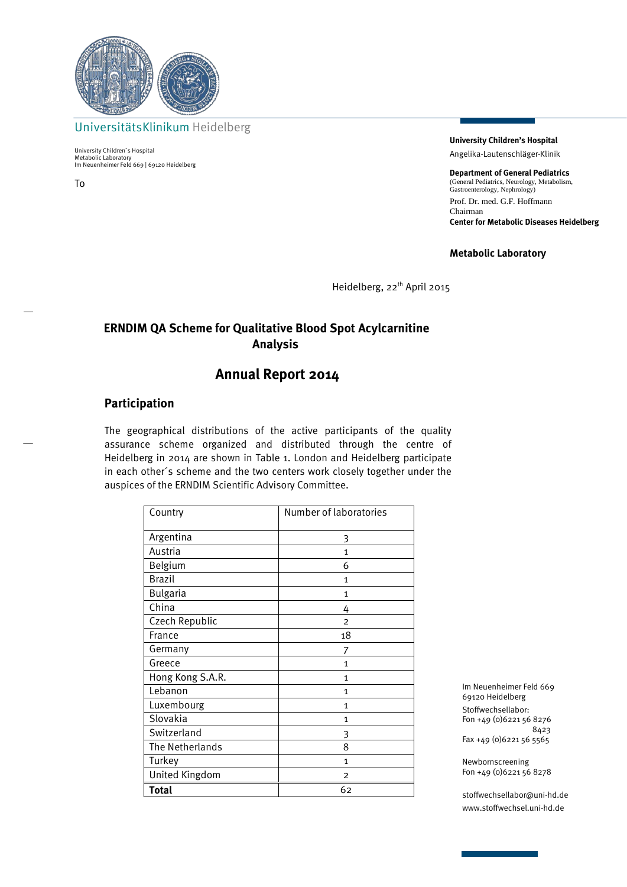UniversitätsKlinikum Heidelberg

University Children´s Hospital
Metabolic Laboratory
Im Neuenheimer Feld 669 | 69120 Heidelberg

To

**University Children's Hospital**
Angelika-Lautenschläger-Klinik

**Department of General Pediatrics**
(General Pediatrics, Neurology, Metabolism, Gastroenterology, Nephrology)

Prof. Dr. med. G.F. Hoffmann
Chairman
**Center for Metabolic Diseases Heidelberg**

**Metabolic Laboratory**

Heidelberg, 22th April 2015

## ERNDIM QA Scheme for Qualitative Blood Spot Acylcarnitine Analysis

# Annual Report 2014

## Participation

The geographical distributions of the active participants of the quality assurance scheme organized and distributed through the centre of Heidelberg in 2014 are shown in Table 1. London and Heidelberg participate in each other´s scheme and the two centers work closely together under the auspices of the ERNDIM Scientific Advisory Committee.

| Country | Number of laboratories |
|---|---|
| Argentina | 3 |
| Austria | 1 |
| Belgium | 6 |
| Brazil | 1 |
| Bulgaria | 1 |
| China | 4 |
| Czech Republic | 2 |
| France | 18 |
| Germany | 7 |
| Greece | 1 |
| Hong Kong S.A.R. | 1 |
| Lebanon | 1 |
| Luxembourg | 1 |
| Slovakia | 1 |
| Switzerland | 3 |
| The Netherlands | 8 |
| Turkey | 1 |
| United Kingdom | 2 |
| **Total** | 62 |

Im Neuenheimer Feld 669
69120 Heidelberg
Stoffwechsellabor:
Fon +49 (0)6221 56 8276
8423
Fax +49 (0)6221 56 5565

Newbornscreening
Fon +49 (0)6221 56 8278

stoffwechsellabor@uni-hd.de
www.stoffwechsel.uni-hd.de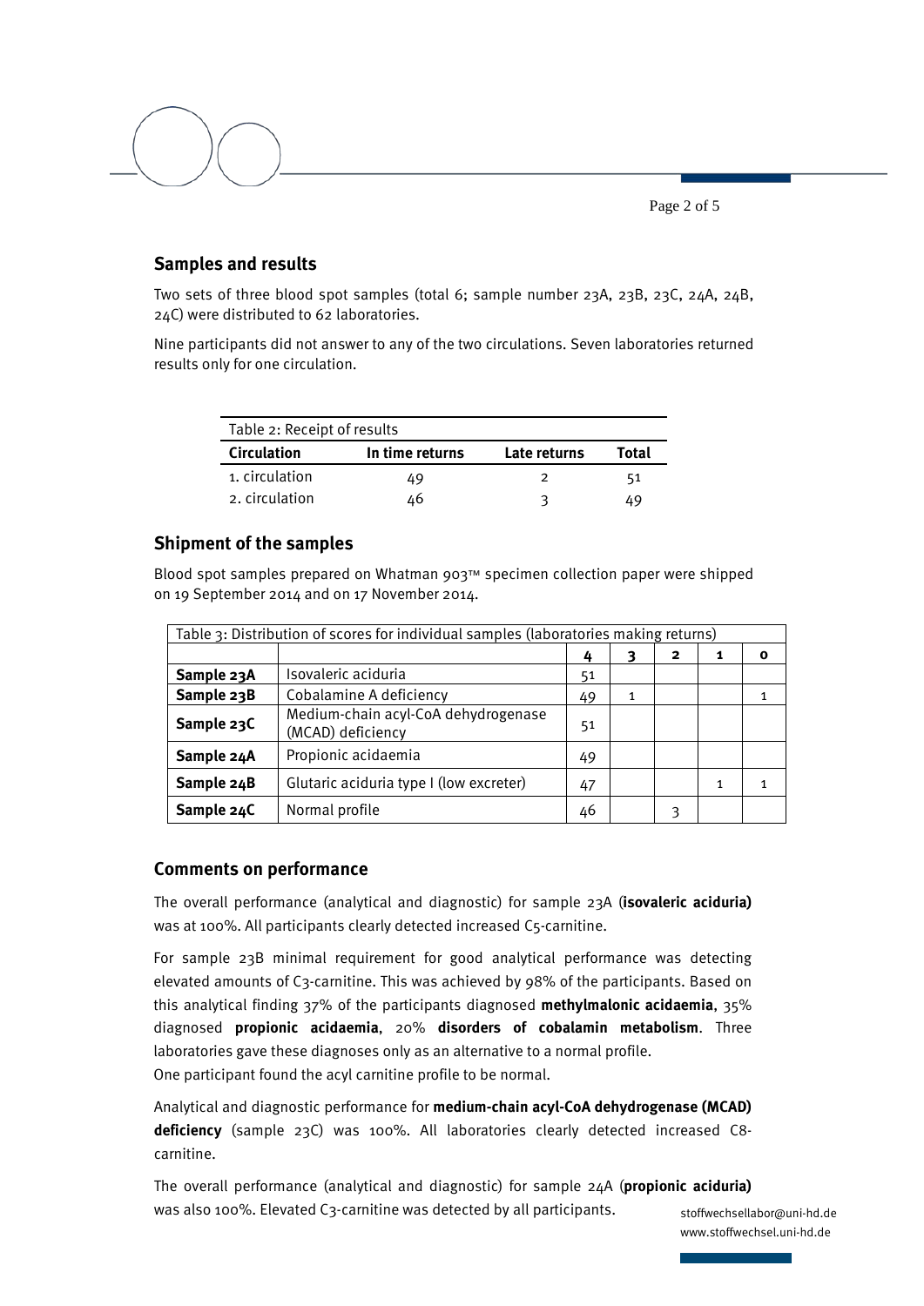## Samples and results

Two sets of three blood spot samples (total 6; sample number 23A, 23B, 23C, 24A, 24B, 24C) were distributed to 62 laboratories.

Nine participants did not answer to any of the two circulations. Seven laboratories returned results only for one circulation.

Table 2: Receipt of results

| Circulation | In time returns | Late returns | Total |
|---|---|---|---|
| 1. circulation | 49 | 2 | 51 |
| 2. circulation | 46 | 3 | 49 |

## Shipment of the samples

Blood spot samples prepared on Whatman 903™ specimen collection paper were shipped on 19 September 2014 and on 17 November 2014.

Table 3: Distribution of scores for individual samples (laboratories making returns)

| | | 4 | 3 | 2 | 1 | 0 |
|---|---|---|---|---|---|---|
| **Sample 23A** | Isovaleric aciduria | 51 | | | | |
| **Sample 23B** | Cobalamine A deficiency | 49 | 1 | | | 1 |
| **Sample 23C** | Medium-chain acyl-CoA dehydrogenase (MCAD) deficiency | 51 | | | | |
| **Sample 24A** | Propionic acidaemia | 49 | | | | |
| **Sample 24B** | Glutaric aciduria type I (low excreter) | 47 | | | 1 | 1 |
| **Sample 24C** | Normal profile | 46 | | 3 | | |

## Comments on performance

The overall performance (analytical and diagnostic) for sample 23A (**isovaleric aciduria)** was at 100%. All participants clearly detected increased C5-carnitine.

For sample 23B minimal requirement for good analytical performance was detecting elevated amounts of C3-carnitine. This was achieved by 98% of the participants. Based on this analytical finding 37% of the participants diagnosed **methylmalonic acidaemia**, 35% diagnosed **propionic acidaemia**, 20% **disorders of cobalamin metabolism**. Three laboratories gave these diagnoses only as an alternative to a normal profile.
One participant found the acyl carnitine profile to be normal.

Analytical and diagnostic performance for **medium-chain acyl-CoA dehydrogenase (MCAD) deficiency** (sample 23C) was 100%. All laboratories clearly detected increased C8-carnitine.

The overall performance (analytical and diagnostic) for sample 24A (**propionic aciduria)** was also 100%. Elevated C3-carnitine was detected by all participants.

stoffwechsellabor@uni-hd.de
www.stoffwechsel.uni-hd.de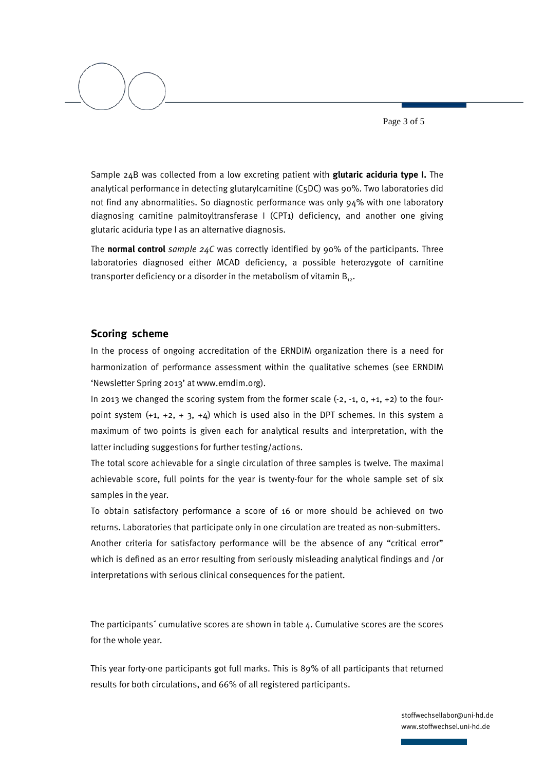Sample 24B was collected from a low excreting patient with **glutaric aciduria type I.** The analytical performance in detecting glutarylcarnitine (C5DC) was 90%. Two laboratories did not find any abnormalities. So diagnostic performance was only 94% with one laboratory diagnosing carnitine palmitoyltransferase I (CPT1) deficiency, and another one giving glutaric aciduria type I as an alternative diagnosis.

The **normal control** *sample 24C* was correctly identified by 90% of the participants. Three laboratories diagnosed either MCAD deficiency, a possible heterozygote of carnitine transporter deficiency or a disorder in the metabolism of vitamin $B_{12}$.

## Scoring scheme

In the process of ongoing accreditation of the ERNDIM organization there is a need for harmonization of performance assessment within the qualitative schemes (see ERNDIM 'Newsletter Spring 2013' at www.erndim.org).

In 2013 we changed the scoring system from the former scale (-2, -1, 0, +1, +2) to the four-point system (+1, +2, + 3, +4) which is used also in the DPT schemes. In this system a maximum of two points is given each for analytical results and interpretation, with the latter including suggestions for further testing/actions.

The total score achievable for a single circulation of three samples is twelve. The maximal achievable score, full points for the year is twenty-four for the whole sample set of six samples in the year.

To obtain satisfactory performance a score of 16 or more should be achieved on two returns. Laboratories that participate only in one circulation are treated as non-submitters.

Another criteria for satisfactory performance will be the absence of any "critical error" which is defined as an error resulting from seriously misleading analytical findings and /or interpretations with serious clinical consequences for the patient.

The participants´ cumulative scores are shown in table 4. Cumulative scores are the scores for the whole year.

This year forty-one participants got full marks. This is 89% of all participants that returned results for both circulations, and 66% of all registered participants.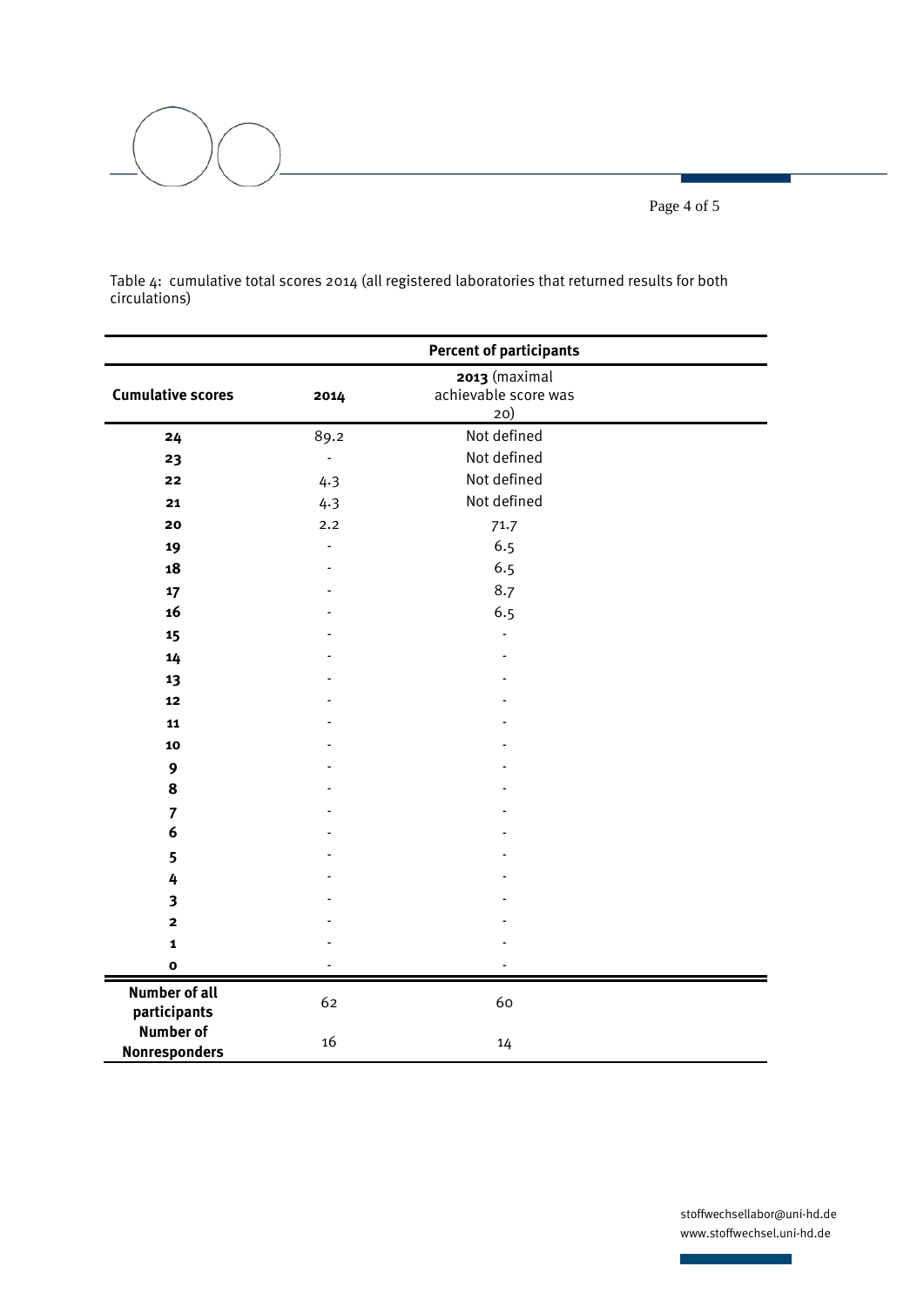Table 4: cumulative total scores 2014 (all registered laboratories that returned results for both circulations)

| | Percent of participants | |
|---|---|---|
| **Cumulative scores** | **2014** | **2013** (maximal achievable score was 20) |
| **24** | 89.2 | Not defined |
| **23** | - | Not defined |
| **22** | 4.3 | Not defined |
| **21** | 4.3 | Not defined |
| **20** | 2.2 | 71.7 |
| **19** | - | 6.5 |
| **18** | - | 6.5 |
| **17** | - | 8.7 |
| **16** | - | 6.5 |
| **15** | - | - |
| **14** | - | - |
| **13** | - | - |
| **12** | - | - |
| **11** | - | - |
| **10** | - | - |
| **9** | - | - |
| **8** | - | - |
| **7** | - | - |
| **6** | - | - |
| **5** | - | - |
| **4** | - | - |
| **3** | - | - |
| **2** | - | - |
| **1** | - | - |
| **0** | - | - |
| **Number of all participants** | 62 | 60 |
| **Number of Nonresponders** | 16 | 14 |

stoffwechsellabor@uni-hd.de
www.stoffwechsel.uni-hd.de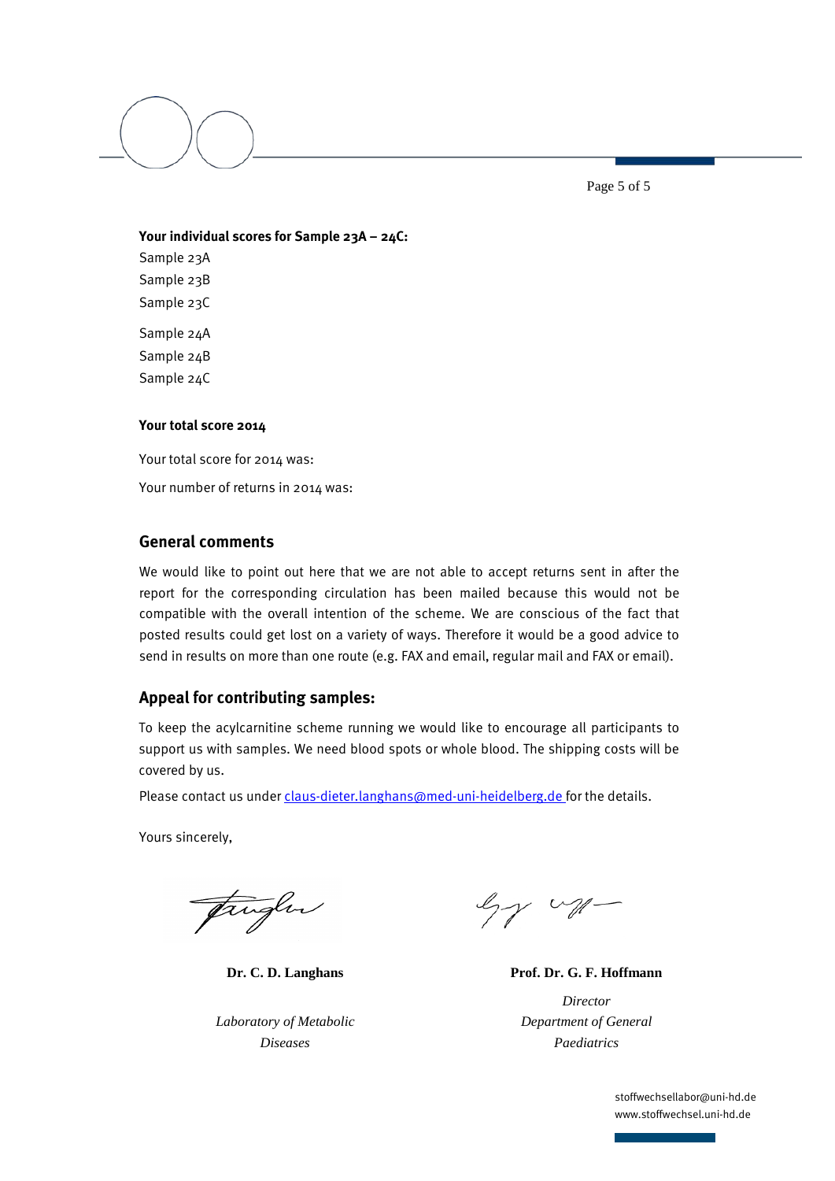**Your individual scores for Sample 23A – 24C:**

Sample 23A
Sample 23B
Sample 23C

Sample 24A
Sample 24B
Sample 24C

**Your total score 2014**

Your total score for 2014 was:

Your number of returns in 2014 was:

## General comments

We would like to point out here that we are not able to accept returns sent in after the report for the corresponding circulation has been mailed because this would not be compatible with the overall intention of the scheme. We are conscious of the fact that posted results could get lost on a variety of ways. Therefore it would be a good advice to send in results on more than one route (e.g. FAX and email, regular mail and FAX or email).

## Appeal for contributing samples:

To keep the acylcarnitine scheme running we would like to encourage all participants to support us with samples. We need blood spots or whole blood. The shipping costs will be covered by us.

Please contact us under claus-dieter.langhans@med-uni-heidelberg.de for the details.

Yours sincerely,

**Dr. C. D. Langhans**

*Laboratory of Metabolic Diseases*

**Prof. Dr. G. F. Hoffmann**

*Director*
*Department of General Paediatrics*

stoffwechsellabor@uni-hd.de
www.stoffwechsel.uni-hd.de